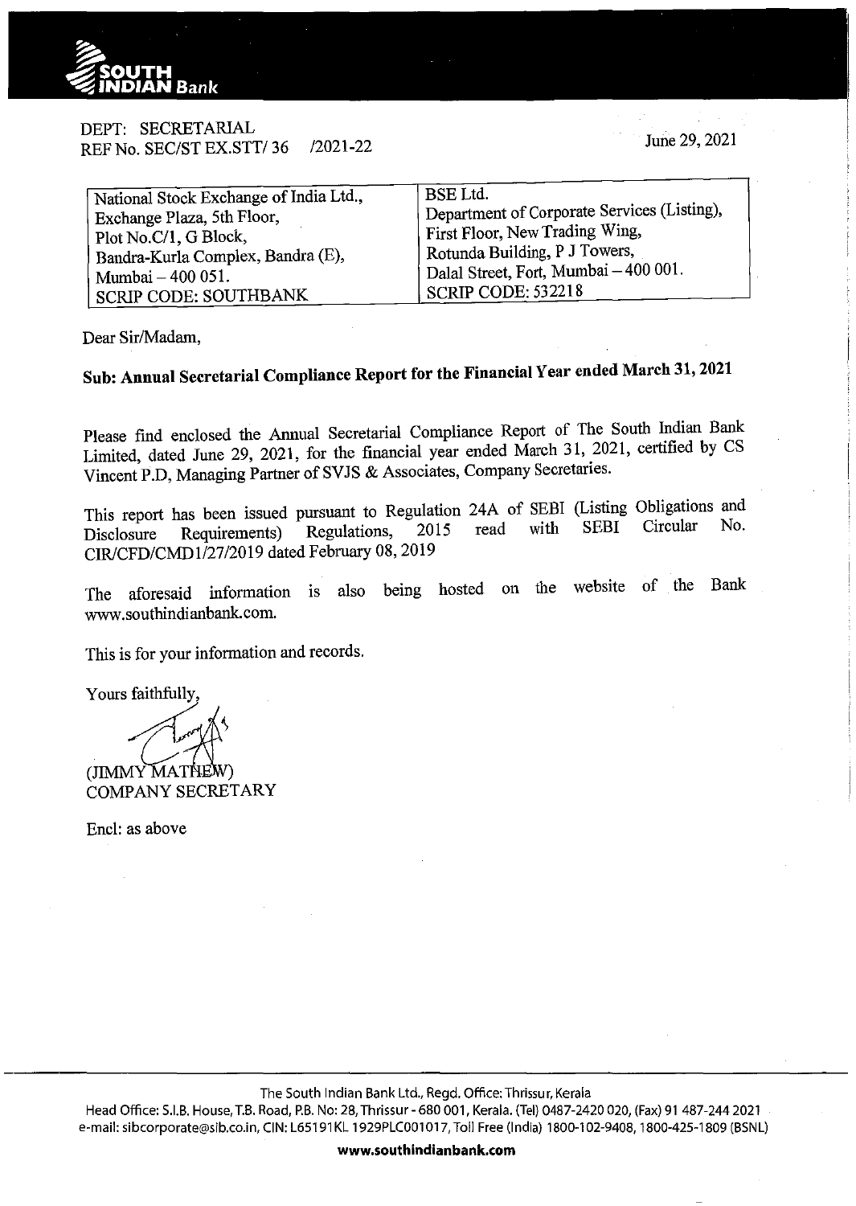DEPT: SECRETARIAL
REF No. SEC/ST EX.STT/ 36 /2021-22

June 29, 2021

| National Stock Exchange of India Ltd., Exchange Plaza, 5th Floor, Plot No.C/1, G Block, Bandra-Kurla Complex, Bandra (E), Mumbai – 400 051. SCRIP CODE: SOUTHBANK | BSE Ltd. Department of Corporate Services (Listing), First Floor, New Trading Wing, Rotunda Building, P J Towers, Dalal Street, Fort, Mumbai – 400 001. SCRIP CODE: 532218 |
|---|---|

Dear Sir/Madam,

**Sub: Annual Secretarial Compliance Report for the Financial Year ended March 31, 2021**

Please find enclosed the Annual Secretarial Compliance Report of The South Indian Bank Limited, dated June 29, 2021, for the financial year ended March 31, 2021, certified by CS Vincent P.D, Managing Partner of SVJS & Associates, Company Secretaries.

This report has been issued pursuant to Regulation 24A of SEBI (Listing Obligations and Disclosure Requirements) Regulations, 2015 read with SEBI Circular No. CIR/CFD/CMD1/27/2019 dated February 08, 2019

The aforesaid information is also being hosted on the website of the Bank www.southindianbank.com.

This is for your information and records.

Yours faithfully,

(JIMMY MATHEW)
COMPANY SECRETARY

Encl: as above

The South Indian Bank Ltd., Regd. Office: Thrissur, Kerala
Head Office: S.I.B. House, T.B. Road, P.B. No: 28, Thrissur - 680 001, Kerala. (Tel) 0487-2420 020, (Fax) 91 487-244 2021
e-mail: sibcorporate@sib.co.in, CIN: L65191KL1929PLC001017, Toll Free (India) 1800-102-9408, 1800-425-1809 (BSNL)

**www.southindianbank.com**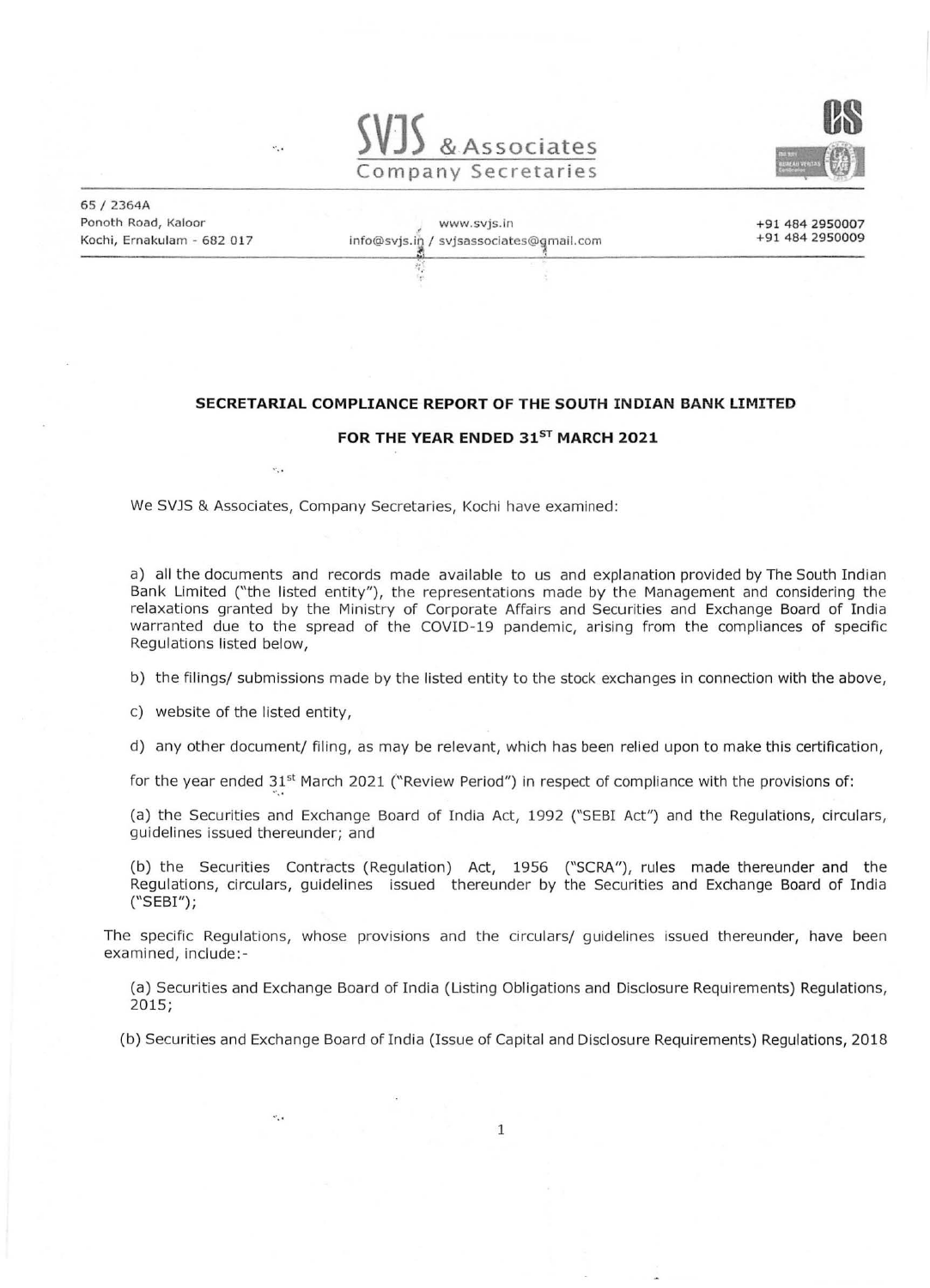SVJS & Associates
Company Secretaries

65 / 2364A
Ponoth Road, Kaloor
Kochi, Ernakulam - 682 017

www.svjs.in
info@svjs.in / svjsassociates@gmail.com

+91 484 2950007
+91 484 2950009

**SECRETARIAL COMPLIANCE REPORT OF THE SOUTH INDIAN BANK LIMITED**

**FOR THE YEAR ENDED 31ST MARCH 2021**

We SVJS & Associates, Company Secretaries, Kochi have examined:

a) all the documents and records made available to us and explanation provided by The South Indian Bank Limited ("the listed entity"), the representations made by the Management and considering the relaxations granted by the Ministry of Corporate Affairs and Securities and Exchange Board of India warranted due to the spread of the COVID-19 pandemic, arising from the compliances of specific Regulations listed below,

b) the filings/ submissions made by the listed entity to the stock exchanges in connection with the above,

c) website of the listed entity,

d) any other document/ filing, as may be relevant, which has been relied upon to make this certification,

for the year ended 31st March 2021 ("Review Period") in respect of compliance with the provisions of:

(a) the Securities and Exchange Board of India Act, 1992 ("SEBI Act") and the Regulations, circulars, guidelines issued thereunder; and

(b) the Securities Contracts (Regulation) Act, 1956 ("SCRA"), rules made thereunder and the Regulations, circulars, guidelines issued thereunder by the Securities and Exchange Board of India ("SEBI");

The specific Regulations, whose provisions and the circulars/ guidelines issued thereunder, have been examined, include:-

(a) Securities and Exchange Board of India (Listing Obligations and Disclosure Requirements) Regulations, 2015;

(b) Securities and Exchange Board of India (Issue of Capital and Disclosure Requirements) Regulations, 2018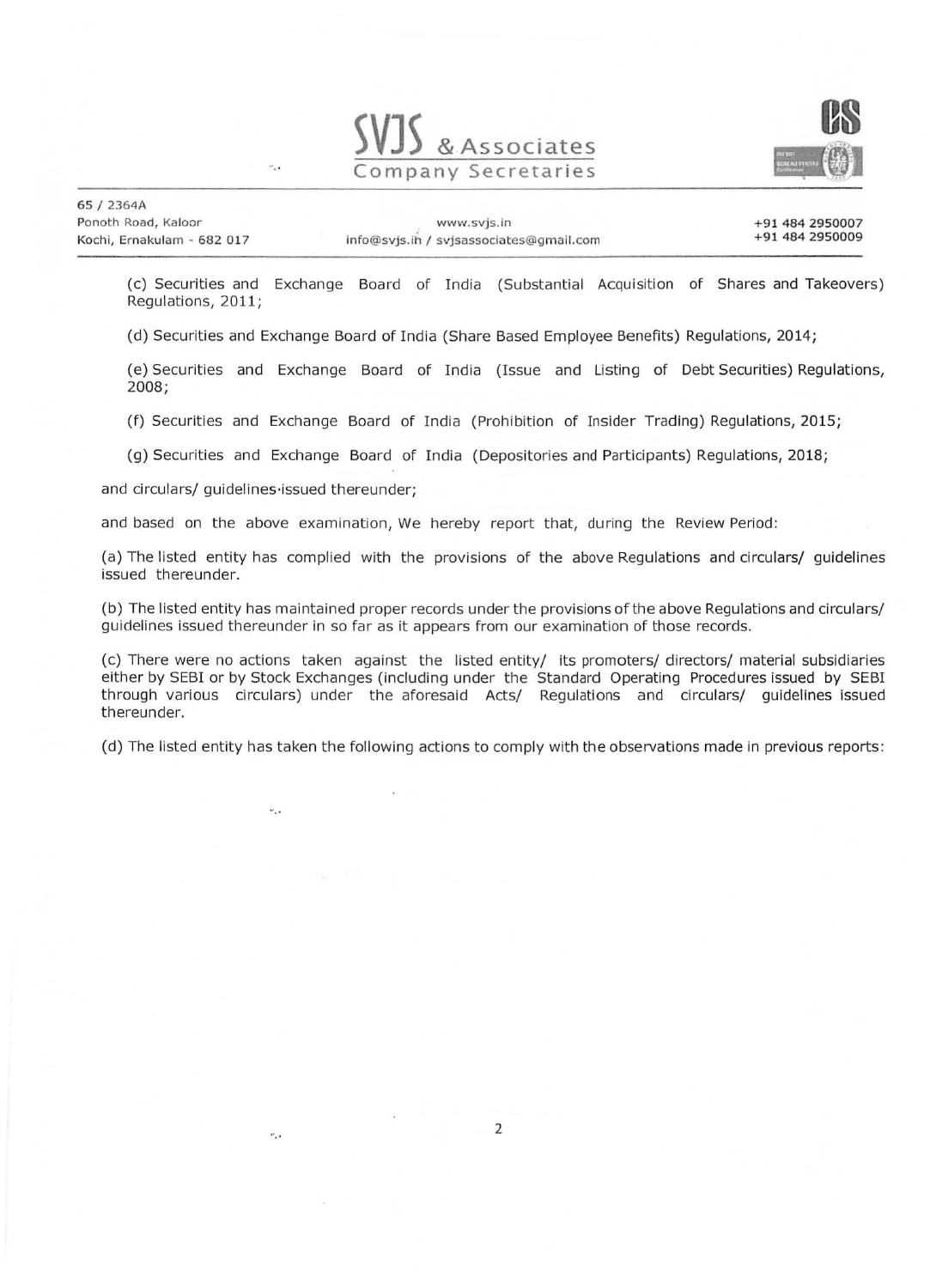(c) Securities and Exchange Board of India (Substantial Acquisition of Shares and Takeovers) Regulations, 2011;

(d) Securities and Exchange Board of India (Share Based Employee Benefits) Regulations, 2014;

(e) Securities and Exchange Board of India (Issue and Listing of Debt Securities) Regulations, 2008;

(f) Securities and Exchange Board of India (Prohibition of Insider Trading) Regulations, 2015;

(g) Securities and Exchange Board of India (Depositories and Participants) Regulations, 2018;

and circulars/ guidelines issued thereunder;

and based on the above examination, We hereby report that, during the Review Period:

(a) The listed entity has complied with the provisions of the above Regulations and circulars/ guidelines issued thereunder.

(b) The listed entity has maintained proper records under the provisions of the above Regulations and circulars/ guidelines issued thereunder in so far as it appears from our examination of those records.

(c) There were no actions taken against the listed entity/ its promoters/ directors/ material subsidiaries either by SEBI or by Stock Exchanges (including under the Standard Operating Procedures issued by SEBI through various circulars) under the aforesaid Acts/ Regulations and circulars/ guidelines issued thereunder.

(d) The listed entity has taken the following actions to comply with the observations made in previous reports: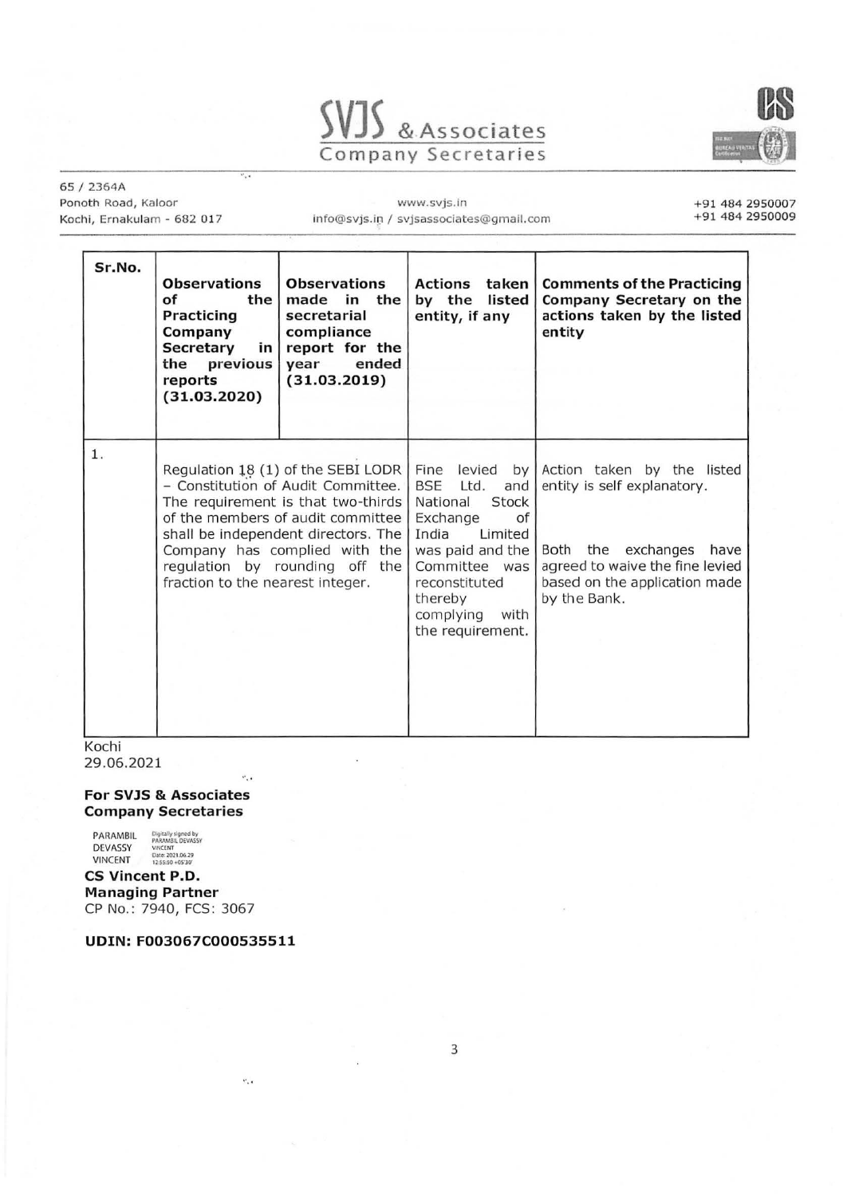# SVJS & Associates
## Company Secretaries

65 / 2364A
Ponoth Road, Kaloor
Kochi, Ernakulam - 682 017

www.svjs.in
info@svjs.in / svjsassociates@gmail.com

+91 484 2950007
+91 484 2950009

| Sr.No. | Observations of the Practicing Company Secretary in the previous reports (31.03.2020) | Observations made in the secretarial compliance report for the year ended (31.03.2019) | Actions taken by the listed entity, if any | Comments of the Practicing Company Secretary on the actions taken by the listed entity |
|---|---|---|---|---|
| 1. | Regulation 18 (1) of the SEBI LODR - Constitution of Audit Committee. The requirement is that two-thirds of the members of audit committee shall be independent directors. The Company has complied with the regulation by rounding off the fraction to the nearest integer. | | Fine levied by BSE Ltd. and National Stock Exchange of India Limited was paid and the Committee was reconstituted thereby complying with the requirement. | Action taken by the listed entity is self explanatory. Both the exchanges have agreed to waive the fine levied based on the application made by the Bank. |

Kochi
29.06.2021

**For SVJS & Associates**
**Company Secretaries**

PARAMBIL DEVASSY VINCENT
Digitally signed by PARAMBIL DEVASSY VINCENT
Date: 2021.06.29 12:55:50 +05'30'

**CS Vincent P.D.**
**Managing Partner**
CP No.: 7940, FCS: 3067

**UDIN: F003067C000535511**